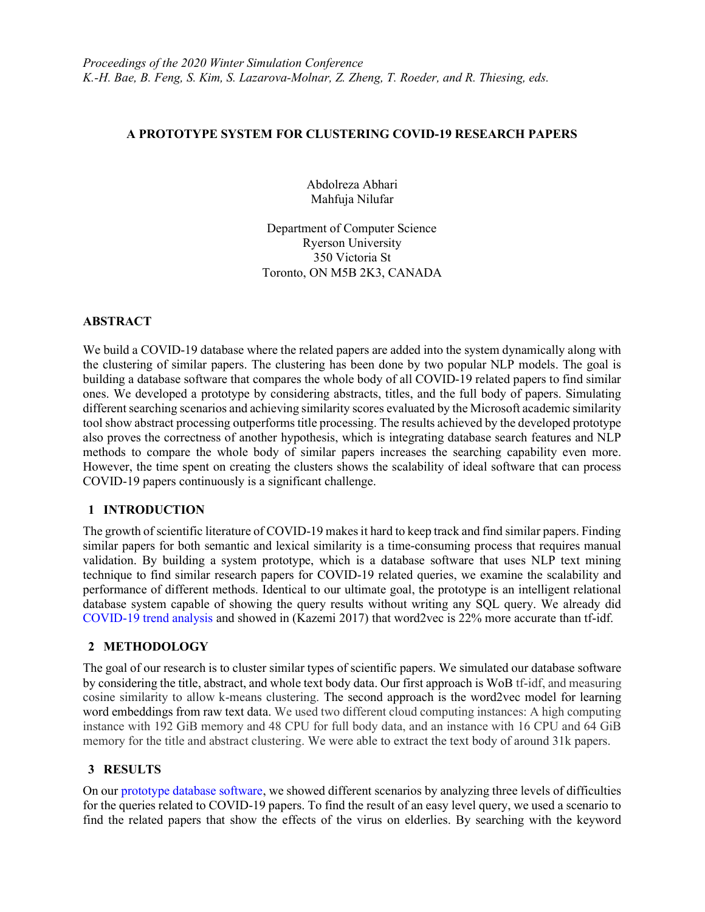*Proceedings of the 2020 Winter Simulation Conference*
*K.-H. Bae, B. Feng, S. Kim, S. Lazarova-Molnar, Z. Zheng, T. Roeder, and R. Thiesing, eds.*

# A PROTOTYPE SYSTEM FOR CLUSTERING COVID-19 RESEARCH PAPERS

Abdolreza Abhari
Mahfuja Nilufar

Department of Computer Science
Ryerson University
350 Victoria St
Toronto, ON M5B 2K3, CANADA

## ABSTRACT

We build a COVID-19 database where the related papers are added into the system dynamically along with the clustering of similar papers. The clustering has been done by two popular NLP models. The goal is building a database software that compares the whole body of all COVID-19 related papers to find similar ones. We developed a prototype by considering abstracts, titles, and the full body of papers. Simulating different searching scenarios and achieving similarity scores evaluated by the Microsoft academic similarity tool show abstract processing outperforms title processing. The results achieved by the developed prototype also proves the correctness of another hypothesis, which is integrating database search features and NLP methods to compare the whole body of similar papers increases the searching capability even more. However, the time spent on creating the clusters shows the scalability of ideal software that can process COVID-19 papers continuously is a significant challenge.

## 1 INTRODUCTION

The growth of scientific literature of COVID-19 makes it hard to keep track and find similar papers. Finding similar papers for both semantic and lexical similarity is a time-consuming process that requires manual validation. By building a system prototype, which is a database software that uses NLP text mining technique to find similar research papers for COVID-19 related queries, we examine the scalability and performance of different methods. Identical to our ultimate goal, the prototype is an intelligent relational database system capable of showing the query results without writing any SQL query. We already did COVID-19 trend analysis and showed in (Kazemi 2017) that word2vec is 22% more accurate than tf-idf.

## 2 METHODOLOGY

The goal of our research is to cluster similar types of scientific papers. We simulated our database software by considering the title, abstract, and whole text body data. Our first approach is WoB tf-idf, and measuring cosine similarity to allow k-means clustering. The second approach is the word2vec model for learning word embeddings from raw text data. We used two different cloud computing instances: A high computing instance with 192 GiB memory and 48 CPU for full body data, and an instance with 16 CPU and 64 GiB memory for the title and abstract clustering. We were able to extract the text body of around 31k papers.

## 3 RESULTS

On our prototype database software, we showed different scenarios by analyzing three levels of difficulties for the queries related to COVID-19 papers. To find the result of an easy level query, we used a scenario to find the related papers that show the effects of the virus on elderlies. By searching with the keyword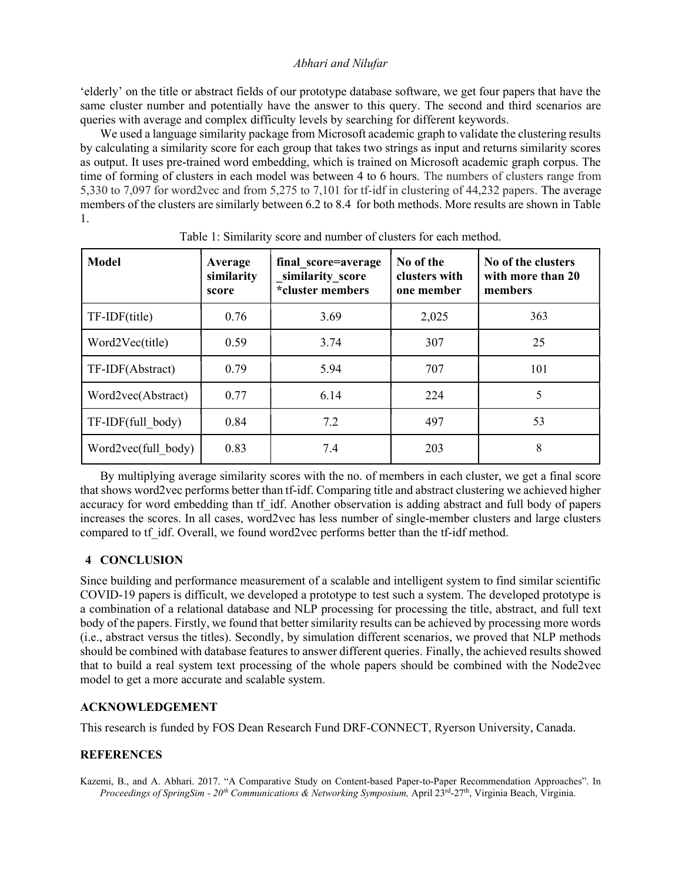'elderly' on the title or abstract fields of our prototype database software, we get four papers that have the same cluster number and potentially have the answer to this query. The second and third scenarios are queries with average and complex difficulty levels by searching for different keywords.

We used a language similarity package from Microsoft academic graph to validate the clustering results by calculating a similarity score for each group that takes two strings as input and returns similarity scores as output. It uses pre-trained word embedding, which is trained on Microsoft academic graph corpus. The time of forming of clusters in each model was between 4 to 6 hours. The numbers of clusters range from 5,330 to 7,097 for word2vec and from 5,275 to 7,101 for tf-idf in clustering of 44,232 papers. The average members of the clusters are similarly between 6.2 to 8.4 for both methods. More results are shown in Table 1.

Table 1: Similarity score and number of clusters for each method.

| Model | Average similarity score | final_score=average_similarity_score *cluster members | No of the clusters with one member | No of the clusters with more than 20 members |
|---|---|---|---|---|
| TF-IDF(title) | 0.76 | 3.69 | 2,025 | 363 |
| Word2Vec(title) | 0.59 | 3.74 | 307 | 25 |
| TF-IDF(Abstract) | 0.79 | 5.94 | 707 | 101 |
| Word2vec(Abstract) | 0.77 | 6.14 | 224 | 5 |
| TF-IDF(full_body) | 0.84 | 7.2 | 497 | 53 |
| Word2vec(full_body) | 0.83 | 7.4 | 203 | 8 |

By multiplying average similarity scores with the no. of members in each cluster, we get a final score that shows word2vec performs better than tf-idf. Comparing title and abstract clustering we achieved higher accuracy for word embedding than tf_idf. Another observation is adding abstract and full body of papers increases the scores. In all cases, word2vec has less number of single-member clusters and large clusters compared to tf_idf. Overall, we found word2vec performs better than the tf-idf method.

## 4 CONCLUSION

Since building and performance measurement of a scalable and intelligent system to find similar scientific COVID-19 papers is difficult, we developed a prototype to test such a system. The developed prototype is a combination of a relational database and NLP processing for processing the title, abstract, and full text body of the papers. Firstly, we found that better similarity results can be achieved by processing more words (i.e., abstract versus the titles). Secondly, by simulation different scenarios, we proved that NLP methods should be combined with database features to answer different queries. Finally, the achieved results showed that to build a real system text processing of the whole papers should be combined with the Node2vec model to get a more accurate and scalable system.

## ACKNOWLEDGEMENT

This research is funded by FOS Dean Research Fund DRF-CONNECT, Ryerson University, Canada.

## REFERENCES

Kazemi, B., and A. Abhari. 2017. "A Comparative Study on Content-based Paper-to-Paper Recommendation Approaches". In *Proceedings of SpringSim - 20th Communications & Networking Symposium,* April 23rd-27th, Virginia Beach, Virginia.